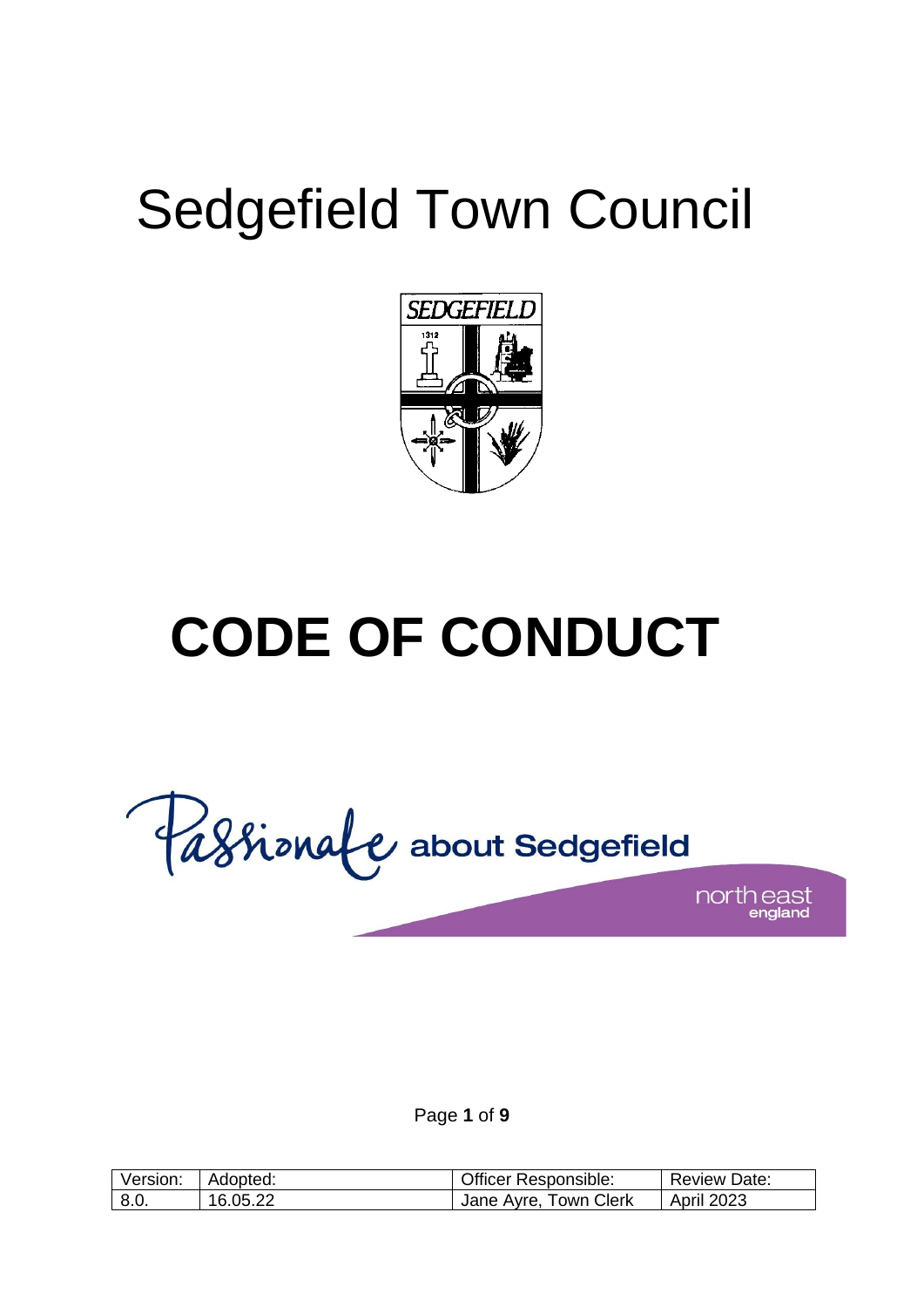# Sedgefield Town Council

# CODE OF CONDUCT

Passionate about Sedgefield

| Version: | Adopted: | Officer Responsible: | Review Date: |
| --- | --- | --- | --- |
| 8.0. | 16.05.22 | Jane Ayre, Town Clerk | April 2023 |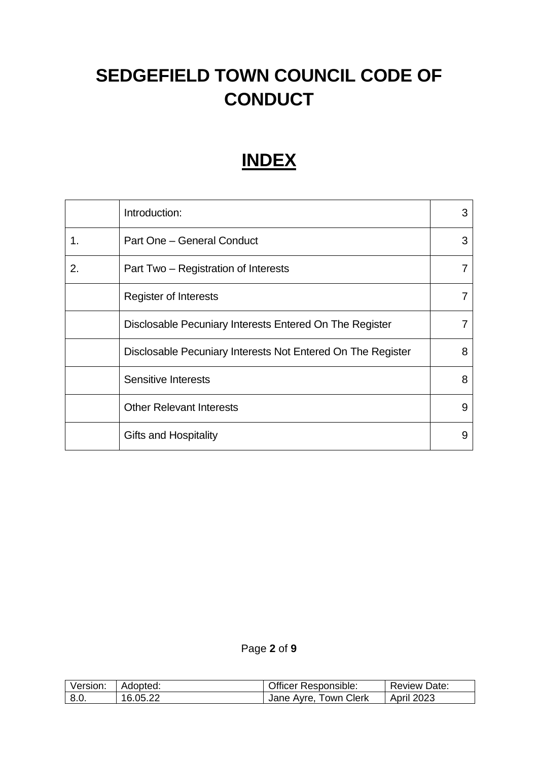# SEDGEFIELD TOWN COUNCIL CODE OF CONDUCT

## INDEX

| | Introduction: | 3 |
|---|---|---|
| 1. | Part One – General Conduct | 3 |
| 2. | Part Two – Registration of Interests | 7 |
| | Register of Interests | 7 |
| | Disclosable Pecuniary Interests Entered On The Register | 7 |
| | Disclosable Pecuniary Interests Not Entered On The Register | 8 |
| | Sensitive Interests | 8 |
| | Other Relevant Interests | 9 |
| | Gifts and Hospitality | 9 |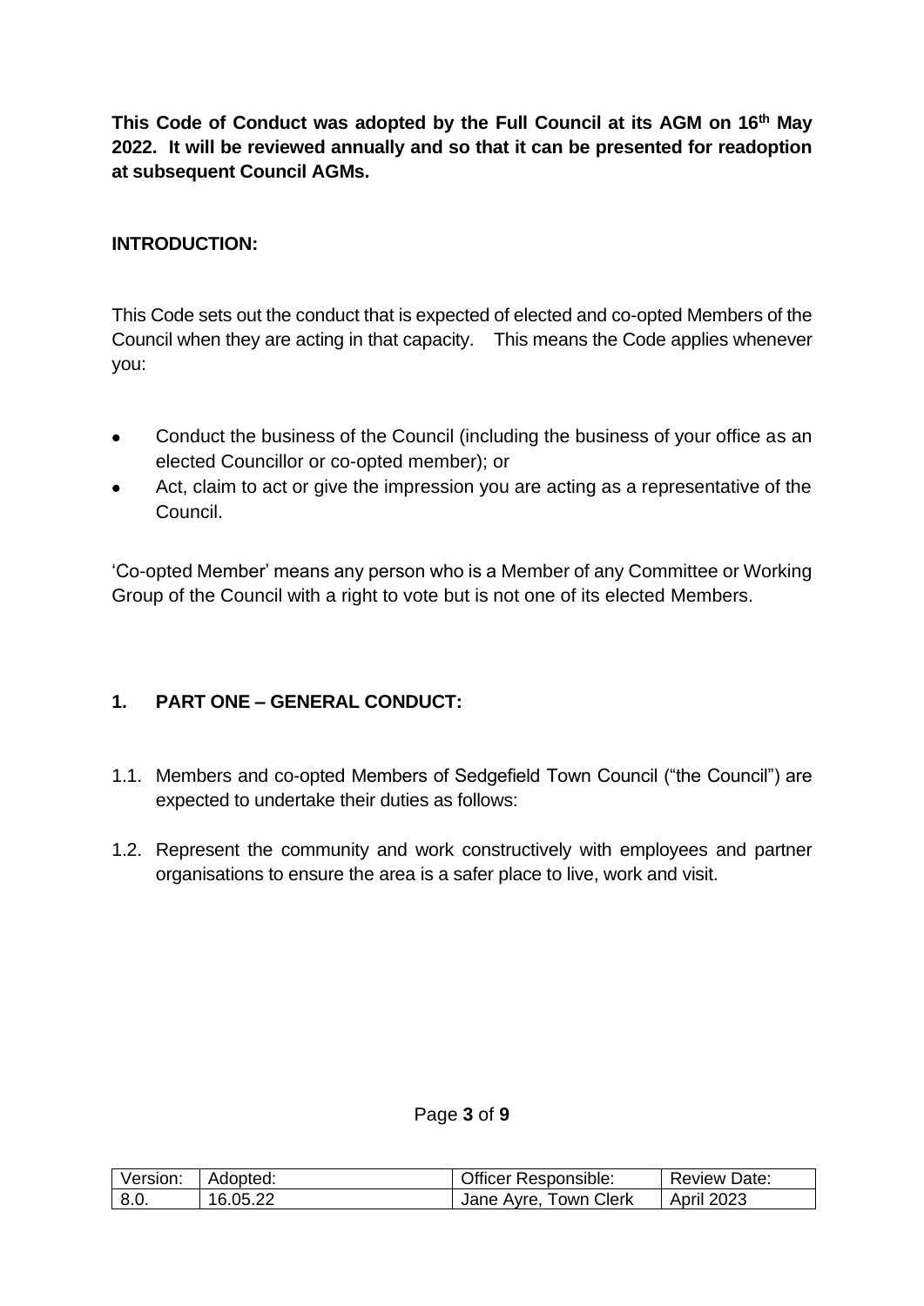**This Code of Conduct was adopted by the Full Council at its AGM on 16th May 2022. It will be reviewed annually and so that it can be presented for readoption at subsequent Council AGMs.**

## INTRODUCTION:

This Code sets out the conduct that is expected of elected and co-opted Members of the Council when they are acting in that capacity. This means the Code applies whenever you:

- Conduct the business of the Council (including the business of your office as an elected Councillor or co-opted member); or
- Act, claim to act or give the impression you are acting as a representative of the Council.

'Co-opted Member' means any person who is a Member of any Committee or Working Group of the Council with a right to vote but is not one of its elected Members.

## 1. PART ONE – GENERAL CONDUCT:

1.1. Members and co-opted Members of Sedgefield Town Council ("the Council") are expected to undertake their duties as follows:

1.2. Represent the community and work constructively with employees and partner organisations to ensure the area is a safer place to live, work and visit.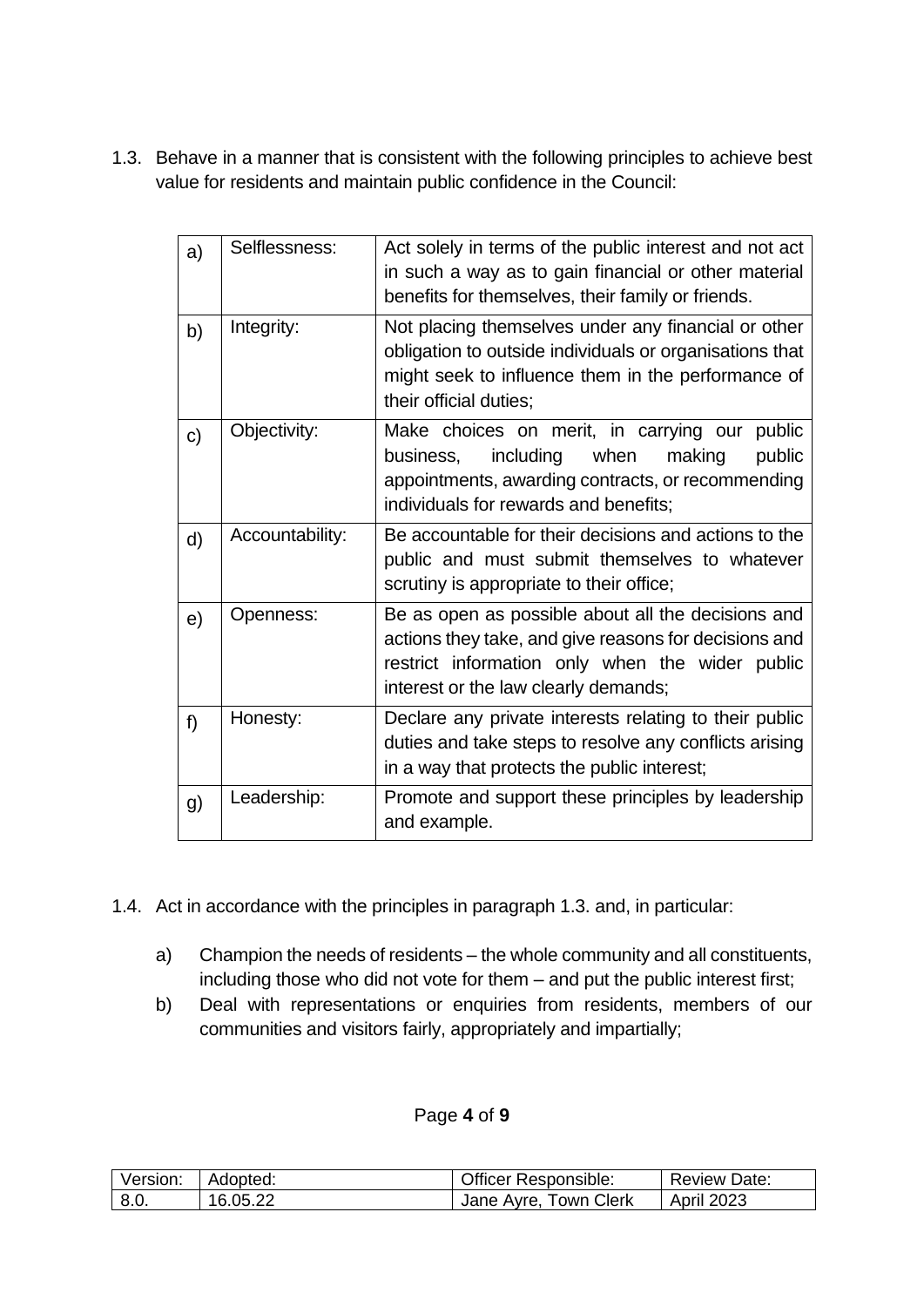1.3. Behave in a manner that is consistent with the following principles to achieve best value for residents and maintain public confidence in the Council:

| | | |
|---|---|---|
| a) | Selflessness: | Act solely in terms of the public interest and not act in such a way as to gain financial or other material benefits for themselves, their family or friends. |
| b) | Integrity: | Not placing themselves under any financial or other obligation to outside individuals or organisations that might seek to influence them in the performance of their official duties; |
| c) | Objectivity: | Make choices on merit, in carrying our public business, including when making public appointments, awarding contracts, or recommending individuals for rewards and benefits; |
| d) | Accountability: | Be accountable for their decisions and actions to the public and must submit themselves to whatever scrutiny is appropriate to their office; |
| e) | Openness: | Be as open as possible about all the decisions and actions they take, and give reasons for decisions and restrict information only when the wider public interest or the law clearly demands; |
| f) | Honesty: | Declare any private interests relating to their public duties and take steps to resolve any conflicts arising in a way that protects the public interest; |
| g) | Leadership: | Promote and support these principles by leadership and example. |

1.4. Act in accordance with the principles in paragraph 1.3. and, in particular:

a) Champion the needs of residents – the whole community and all constituents, including those who did not vote for them – and put the public interest first;

b) Deal with representations or enquiries from residents, members of our communities and visitors fairly, appropriately and impartially;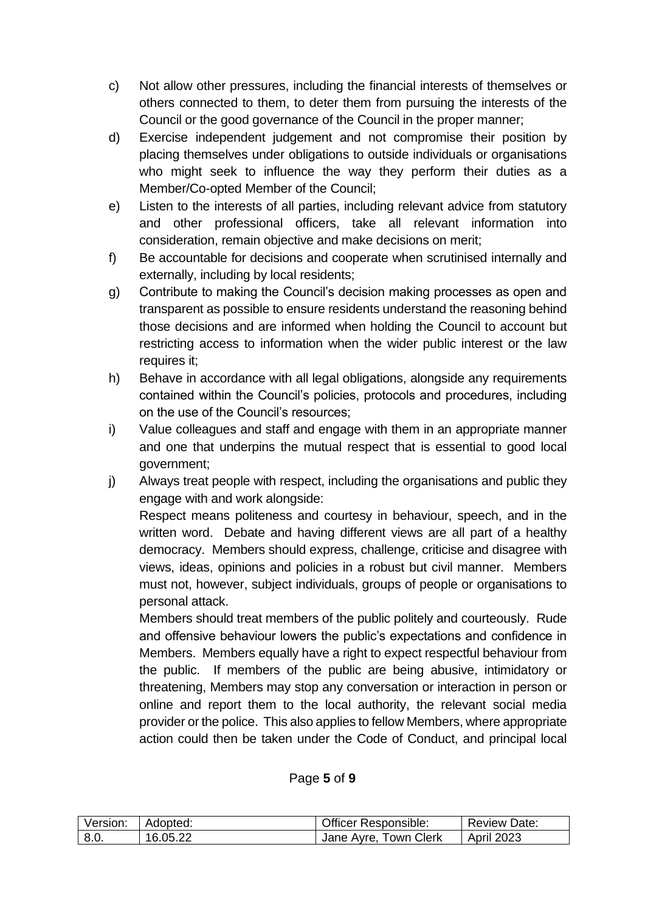c) Not allow other pressures, including the financial interests of themselves or others connected to them, to deter them from pursuing the interests of the Council or the good governance of the Council in the proper manner;

d) Exercise independent judgement and not compromise their position by placing themselves under obligations to outside individuals or organisations who might seek to influence the way they perform their duties as a Member/Co-opted Member of the Council;

e) Listen to the interests of all parties, including relevant advice from statutory and other professional officers, take all relevant information into consideration, remain objective and make decisions on merit;

f) Be accountable for decisions and cooperate when scrutinised internally and externally, including by local residents;

g) Contribute to making the Council's decision making processes as open and transparent as possible to ensure residents understand the reasoning behind those decisions and are informed when holding the Council to account but restricting access to information when the wider public interest or the law requires it;

h) Behave in accordance with all legal obligations, alongside any requirements contained within the Council's policies, protocols and procedures, including on the use of the Council's resources;

i) Value colleagues and staff and engage with them in an appropriate manner and one that underpins the mutual respect that is essential to good local government;

j) Always treat people with respect, including the organisations and public they engage with and work alongside:

   Respect means politeness and courtesy in behaviour, speech, and in the written word. Debate and having different views are all part of a healthy democracy. Members should express, challenge, criticise and disagree with views, ideas, opinions and policies in a robust but civil manner. Members must not, however, subject individuals, groups of people or organisations to personal attack.

   Members should treat members of the public politely and courteously. Rude and offensive behaviour lowers the public's expectations and confidence in Members. Members equally have a right to expect respectful behaviour from the public. If members of the public are being abusive, intimidatory or threatening, Members may stop any conversation or interaction in person or online and report them to the local authority, the relevant social media provider or the police. This also applies to fellow Members, where appropriate action could then be taken under the Code of Conduct, and principal local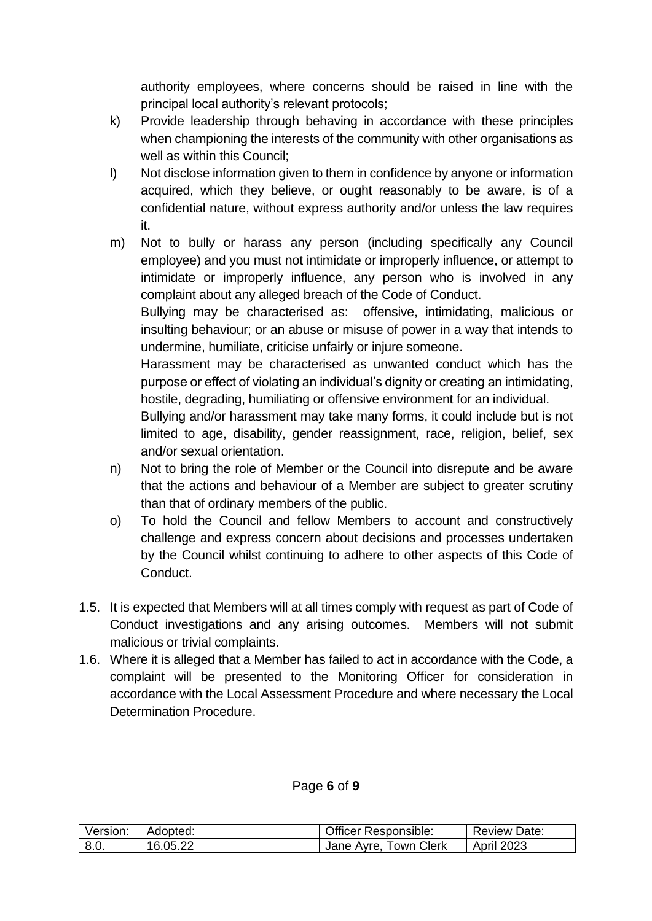authority employees, where concerns should be raised in line with the principal local authority's relevant protocols;

k) Provide leadership through behaving in accordance with these principles when championing the interests of the community with other organisations as well as within this Council;

l) Not disclose information given to them in confidence by anyone or information acquired, which they believe, or ought reasonably to be aware, is of a confidential nature, without express authority and/or unless the law requires it.

m) Not to bully or harass any person (including specifically any Council employee) and you must not intimidate or improperly influence, or attempt to intimidate or improperly influence, any person who is involved in any complaint about any alleged breach of the Code of Conduct.

   Bullying may be characterised as: offensive, intimidating, malicious or insulting behaviour; or an abuse or misuse of power in a way that intends to undermine, humiliate, criticise unfairly or injure someone.

   Harassment may be characterised as unwanted conduct which has the purpose or effect of violating an individual's dignity or creating an intimidating, hostile, degrading, humiliating or offensive environment for an individual.

   Bullying and/or harassment may take many forms, it could include but is not limited to age, disability, gender reassignment, race, religion, belief, sex and/or sexual orientation.

n) Not to bring the role of Member or the Council into disrepute and be aware that the actions and behaviour of a Member are subject to greater scrutiny than that of ordinary members of the public.

o) To hold the Council and fellow Members to account and constructively challenge and express concern about decisions and processes undertaken by the Council whilst continuing to adhere to other aspects of this Code of Conduct.

1.5. It is expected that Members will at all times comply with request as part of Code of Conduct investigations and any arising outcomes. Members will not submit malicious or trivial complaints.

1.6. Where it is alleged that a Member has failed to act in accordance with the Code, a complaint will be presented to the Monitoring Officer for consideration in accordance with the Local Assessment Procedure and where necessary the Local Determination Procedure.

| Version: | Adopted: | Officer Responsible: | Review Date: |
| --- | --- | --- | --- |
| 8.0. | 16.05.22 | Jane Ayre, Town Clerk | April 2023 |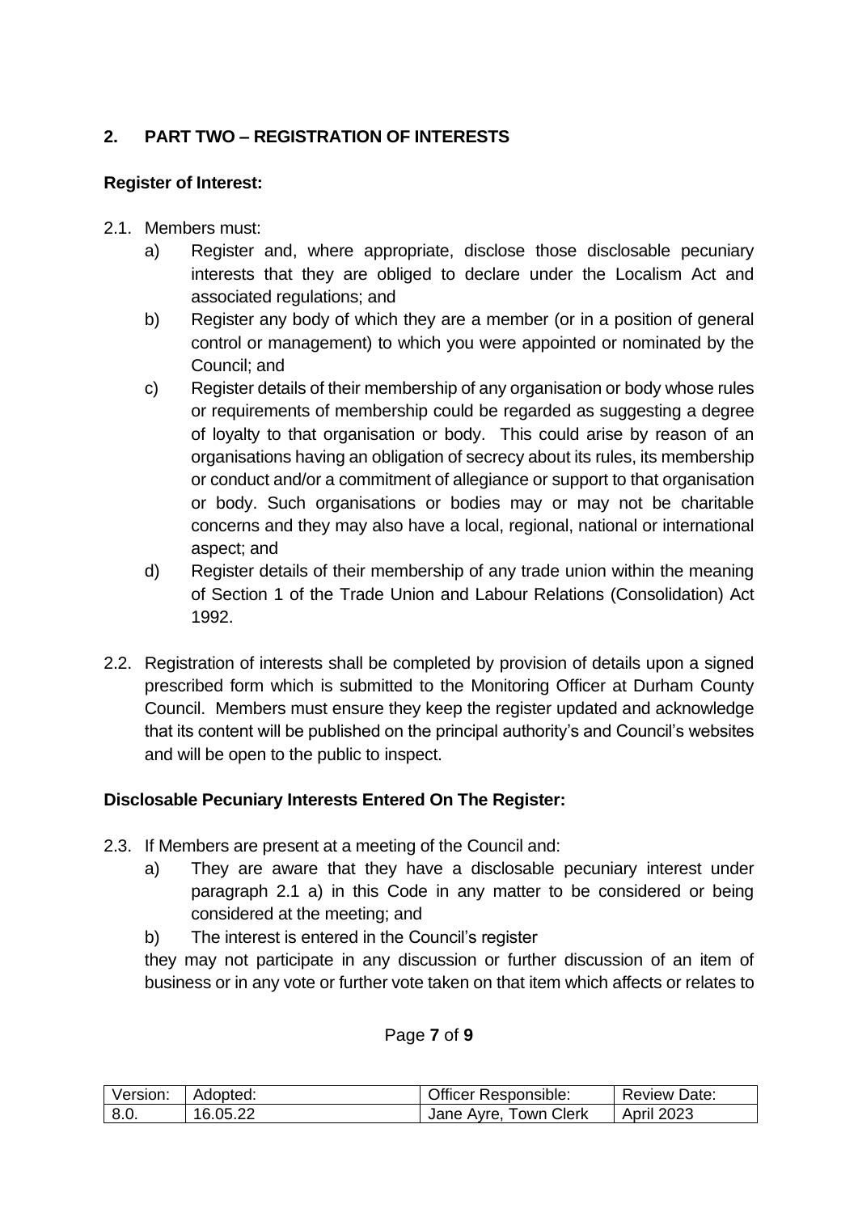## 2. PART TWO – REGISTRATION OF INTERESTS

**Register of Interest:**

2.1. Members must:

a) Register and, where appropriate, disclose those disclosable pecuniary interests that they are obliged to declare under the Localism Act and associated regulations; and

b) Register any body of which they are a member (or in a position of general control or management) to which you were appointed or nominated by the Council; and

c) Register details of their membership of any organisation or body whose rules or requirements of membership could be regarded as suggesting a degree of loyalty to that organisation or body. This could arise by reason of an organisations having an obligation of secrecy about its rules, its membership or conduct and/or a commitment of allegiance or support to that organisation or body. Such organisations or bodies may or may not be charitable concerns and they may also have a local, regional, national or international aspect; and

d) Register details of their membership of any trade union within the meaning of Section 1 of the Trade Union and Labour Relations (Consolidation) Act 1992.

2.2. Registration of interests shall be completed by provision of details upon a signed prescribed form which is submitted to the Monitoring Officer at Durham County Council. Members must ensure they keep the register updated and acknowledge that its content will be published on the principal authority's and Council's websites and will be open to the public to inspect.

**Disclosable Pecuniary Interests Entered On The Register:**

2.3. If Members are present at a meeting of the Council and:

a) They are aware that they have a disclosable pecuniary interest under paragraph 2.1 a) in this Code in any matter to be considered or being considered at the meeting; and

b) The interest is entered in the Council's register

they may not participate in any discussion or further discussion of an item of business or in any vote or further vote taken on that item which affects or relates to

| Version: | Adopted: | Officer Responsible: | Review Date: |
| --- | --- | --- | --- |
| 8.0. | 16.05.22 | Jane Ayre, Town Clerk | April 2023 |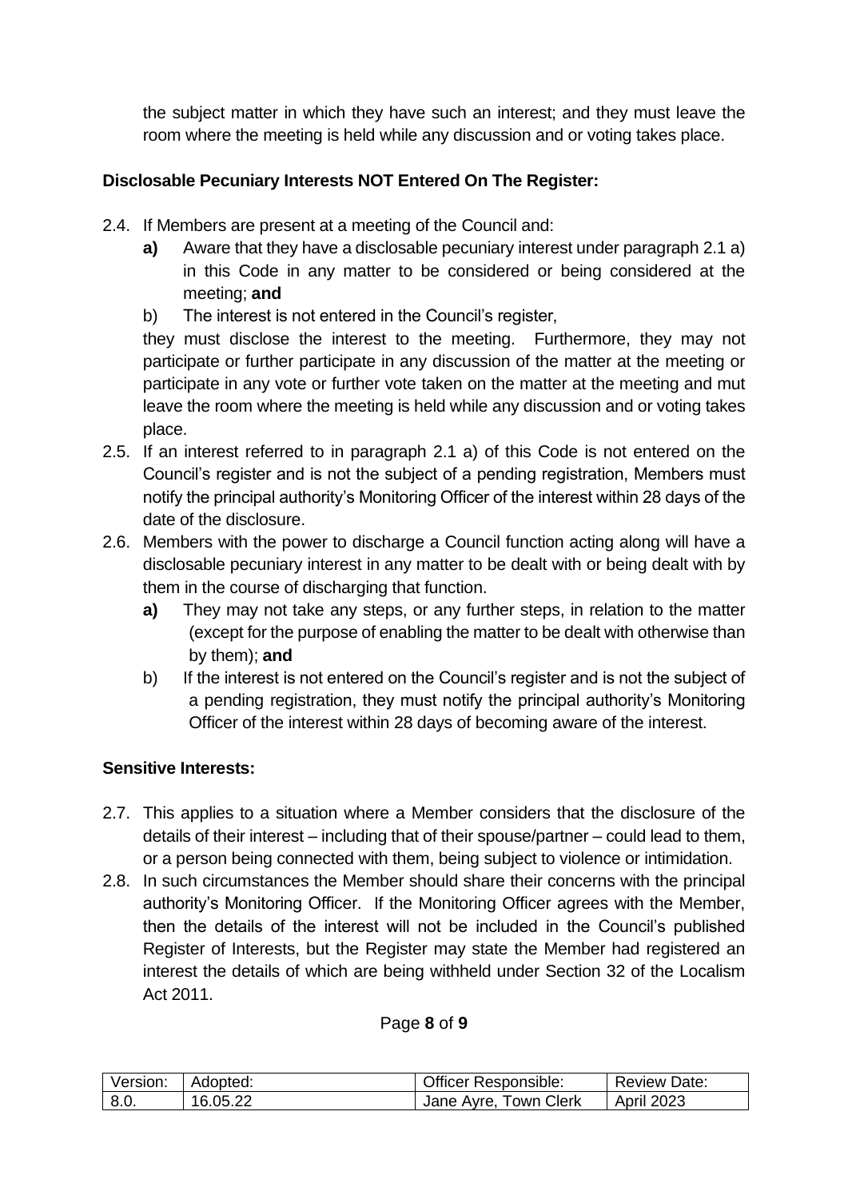the subject matter in which they have such an interest; and they must leave the room where the meeting is held while any discussion and or voting takes place.

**Disclosable Pecuniary Interests NOT Entered On The Register:**

2.4. If Members are present at a meeting of the Council and:

**a)** Aware that they have a disclosable pecuniary interest under paragraph 2.1 a) in this Code in any matter to be considered or being considered at the meeting; **and**

b) The interest is not entered in the Council's register,

they must disclose the interest to the meeting. Furthermore, they may not participate or further participate in any discussion of the matter at the meeting or participate in any vote or further vote taken on the matter at the meeting and mut leave the room where the meeting is held while any discussion and or voting takes place.

2.5. If an interest referred to in paragraph 2.1 a) of this Code is not entered on the Council's register and is not the subject of a pending registration, Members must notify the principal authority's Monitoring Officer of the interest within 28 days of the date of the disclosure.

2.6. Members with the power to discharge a Council function acting along will have a disclosable pecuniary interest in any matter to be dealt with or being dealt with by them in the course of discharging that function.

**a)** They may not take any steps, or any further steps, in relation to the matter (except for the purpose of enabling the matter to be dealt with otherwise than by them); **and**

b) If the interest is not entered on the Council's register and is not the subject of a pending registration, they must notify the principal authority's Monitoring Officer of the interest within 28 days of becoming aware of the interest.

**Sensitive Interests:**

2.7. This applies to a situation where a Member considers that the disclosure of the details of their interest – including that of their spouse/partner – could lead to them, or a person being connected with them, being subject to violence or intimidation.

2.8. In such circumstances the Member should share their concerns with the principal authority's Monitoring Officer. If the Monitoring Officer agrees with the Member, then the details of the interest will not be included in the Council's published Register of Interests, but the Register may state the Member had registered an interest the details of which are being withheld under Section 32 of the Localism Act 2011.

| Version: | Adopted: | Officer Responsible: | Review Date: |
|---|---|---|---|
| 8.0. | 16.05.22 | Jane Ayre, Town Clerk | April 2023 |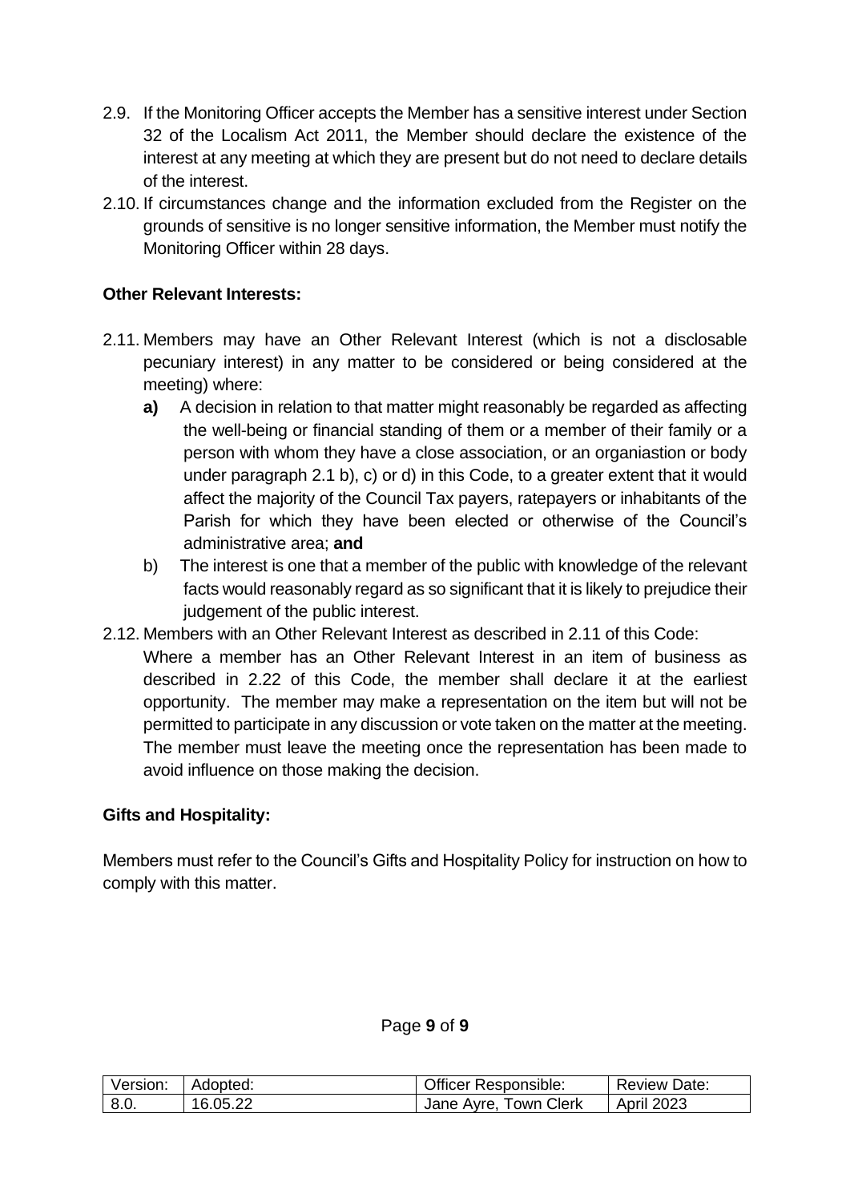2.9. If the Monitoring Officer accepts the Member has a sensitive interest under Section 32 of the Localism Act 2011, the Member should declare the existence of the interest at any meeting at which they are present but do not need to declare details of the interest.

2.10. If circumstances change and the information excluded from the Register on the grounds of sensitive is no longer sensitive information, the Member must notify the Monitoring Officer within 28 days.

**Other Relevant Interests:**

2.11. Members may have an Other Relevant Interest (which is not a disclosable pecuniary interest) in any matter to be considered or being considered at the meeting) where:

**a)** A decision in relation to that matter might reasonably be regarded as affecting the well-being or financial standing of them or a member of their family or a person with whom they have a close association, or an organiastion or body under paragraph 2.1 b), c) or d) in this Code, to a greater extent that it would affect the majority of the Council Tax payers, ratepayers or inhabitants of the Parish for which they have been elected or otherwise of the Council's administrative area; **and**

b) The interest is one that a member of the public with knowledge of the relevant facts would reasonably regard as so significant that it is likely to prejudice their judgement of the public interest.

2.12. Members with an Other Relevant Interest as described in 2.11 of this Code:

Where a member has an Other Relevant Interest in an item of business as described in 2.22 of this Code, the member shall declare it at the earliest opportunity. The member may make a representation on the item but will not be permitted to participate in any discussion or vote taken on the matter at the meeting. The member must leave the meeting once the representation has been made to avoid influence on those making the decision.

**Gifts and Hospitality:**

Members must refer to the Council's Gifts and Hospitality Policy for instruction on how to comply with this matter.

| Version: | Adopted: | Officer Responsible: | Review Date: |
|---|---|---|---|
| 8.0. | 16.05.22 | Jane Ayre, Town Clerk | April 2023 |